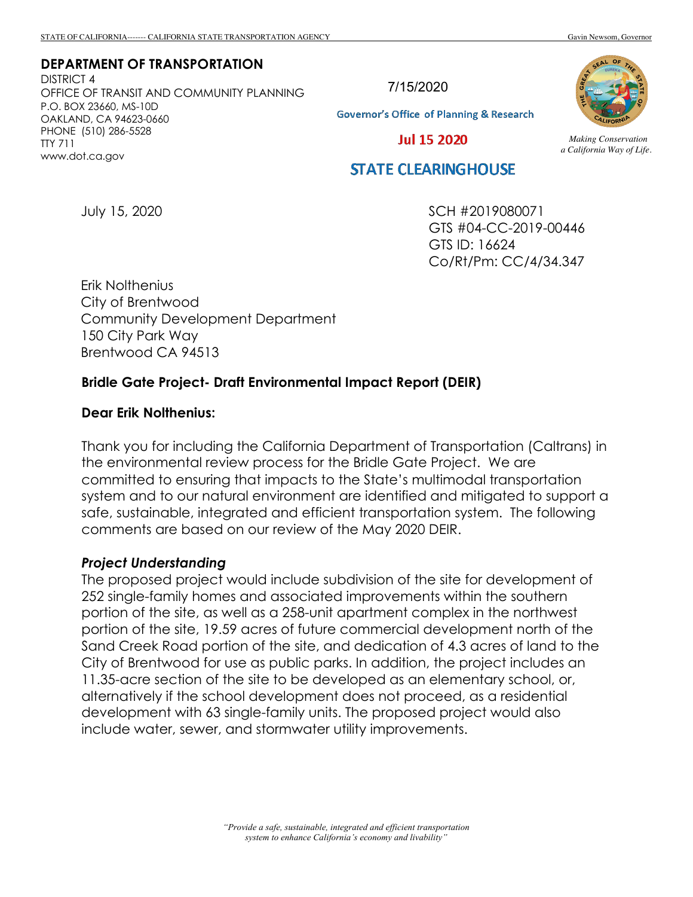STATE OF CALIFORNIA------- CALIFORNIA STATE TRANSPORTATION AGENCY Gavin Newsom, Governor

**DEPARTMENT OF TRANSPORTATION**
DISTRICT 4
OFFICE OF TRANSIT AND COMMUNITY PLANNING
P.O. BOX 23660, MS-10D
OAKLAND, CA 94623-0660
PHONE (510) 286-5528
TTY 711
www.dot.ca.gov

7/15/2020

Governor's Office of Planning & Research

Jul 15 2020

STATE CLEARINGHOUSE

*Making Conservation a California Way of Life.*

July 15, 2020

SCH #2019080071
GTS #04-CC-2019-00446
GTS ID: 16624
Co/Rt/Pm: CC/4/34.347

Erik Nolthenius
City of Brentwood
Community Development Department
150 City Park Way
Brentwood CA 94513

**Bridle Gate Project- Draft Environmental Impact Report (DEIR)**

**Dear Erik Nolthenius:**

Thank you for including the California Department of Transportation (Caltrans) in the environmental review process for the Bridle Gate Project. We are committed to ensuring that impacts to the State's multimodal transportation system and to our natural environment are identified and mitigated to support a safe, sustainable, integrated and efficient transportation system. The following comments are based on our review of the May 2020 DEIR.

***Project Understanding***

The proposed project would include subdivision of the site for development of 252 single-family homes and associated improvements within the southern portion of the site, as well as a 258-unit apartment complex in the northwest portion of the site, 19.59 acres of future commercial development north of the Sand Creek Road portion of the site, and dedication of 4.3 acres of land to the City of Brentwood for use as public parks. In addition, the project includes an 11.35-acre section of the site to be developed as an elementary school, or, alternatively if the school development does not proceed, as a residential development with 63 single-family units. The proposed project would also include water, sewer, and stormwater utility improvements.

*"Provide a safe, sustainable, integrated and efficient transportation system to enhance California's economy and livability"*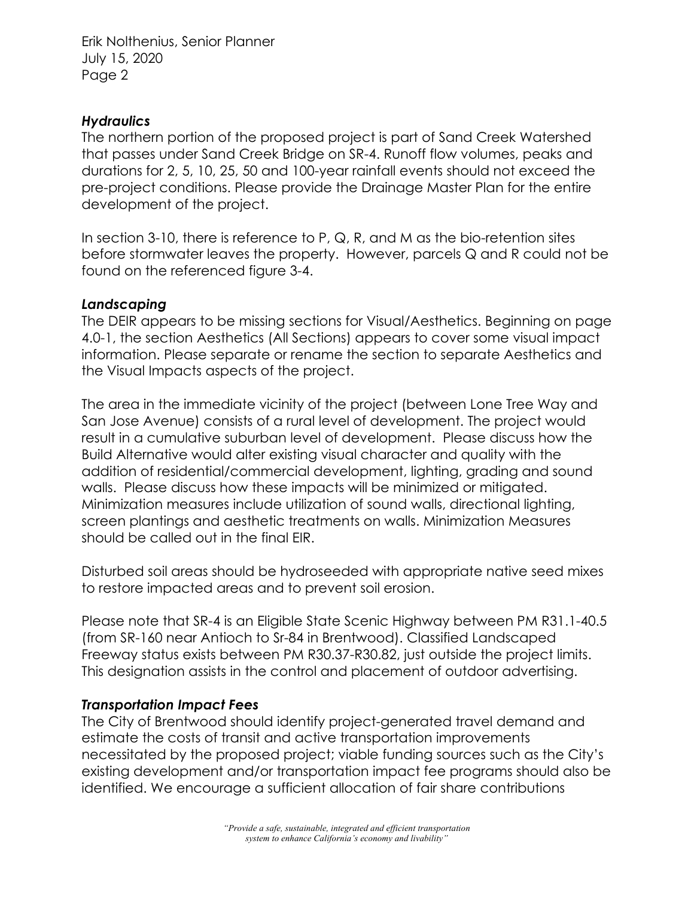### *Hydraulics*

The northern portion of the proposed project is part of Sand Creek Watershed that passes under Sand Creek Bridge on SR-4. Runoff flow volumes, peaks and durations for 2, 5, 10, 25, 50 and 100-year rainfall events should not exceed the pre-project conditions. Please provide the Drainage Master Plan for the entire development of the project.

In section 3-10, there is reference to P, Q, R, and M as the bio-retention sites before stormwater leaves the property. However, parcels Q and R could not be found on the referenced figure 3-4.

### *Landscaping*

The DEIR appears to be missing sections for Visual/Aesthetics. Beginning on page 4.0-1, the section Aesthetics (All Sections) appears to cover some visual impact information. Please separate or rename the section to separate Aesthetics and the Visual Impacts aspects of the project.

The area in the immediate vicinity of the project (between Lone Tree Way and San Jose Avenue) consists of a rural level of development. The project would result in a cumulative suburban level of development. Please discuss how the Build Alternative would alter existing visual character and quality with the addition of residential/commercial development, lighting, grading and sound walls. Please discuss how these impacts will be minimized or mitigated. Minimization measures include utilization of sound walls, directional lighting, screen plantings and aesthetic treatments on walls. Minimization Measures should be called out in the final EIR.

Disturbed soil areas should be hydroseeded with appropriate native seed mixes to restore impacted areas and to prevent soil erosion.

Please note that SR-4 is an Eligible State Scenic Highway between PM R31.1-40.5 (from SR-160 near Antioch to Sr-84 in Brentwood). Classified Landscaped Freeway status exists between PM R30.37-R30.82, just outside the project limits. This designation assists in the control and placement of outdoor advertising.

### *Transportation Impact Fees*

The City of Brentwood should identify project-generated travel demand and estimate the costs of transit and active transportation improvements necessitated by the proposed project; viable funding sources such as the City's existing development and/or transportation impact fee programs should also be identified. We encourage a sufficient allocation of fair share contributions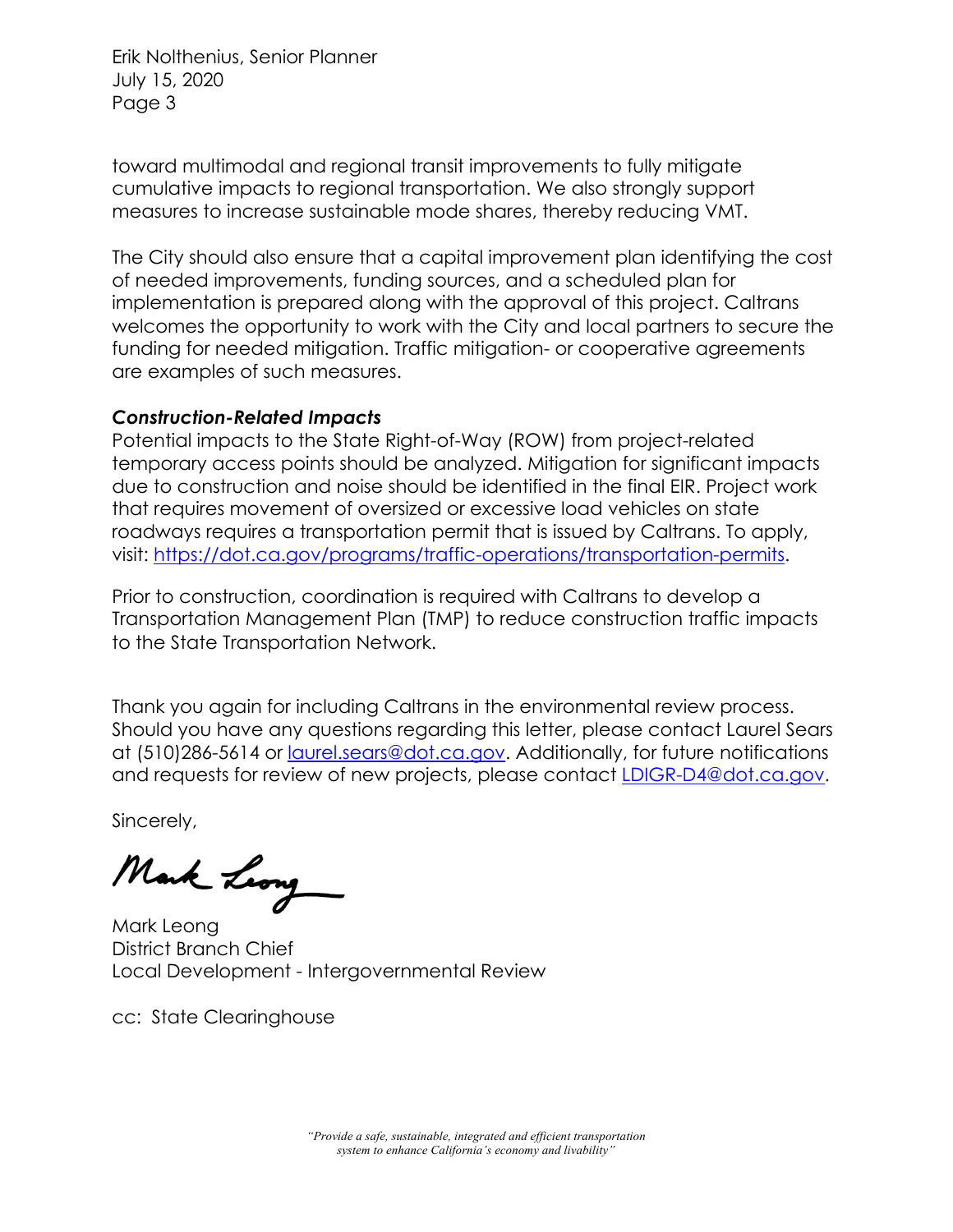toward multimodal and regional transit improvements to fully mitigate cumulative impacts to regional transportation. We also strongly support measures to increase sustainable mode shares, thereby reducing VMT.

The City should also ensure that a capital improvement plan identifying the cost of needed improvements, funding sources, and a scheduled plan for implementation is prepared along with the approval of this project. Caltrans welcomes the opportunity to work with the City and local partners to secure the funding for needed mitigation. Traffic mitigation- or cooperative agreements are examples of such measures.

***Construction-Related Impacts***

Potential impacts to the State Right-of-Way (ROW) from project-related temporary access points should be analyzed. Mitigation for significant impacts due to construction and noise should be identified in the final EIR. Project work that requires movement of oversized or excessive load vehicles on state roadways requires a transportation permit that is issued by Caltrans. To apply, visit: https://dot.ca.gov/programs/traffic-operations/transportation-permits.

Prior to construction, coordination is required with Caltrans to develop a Transportation Management Plan (TMP) to reduce construction traffic impacts to the State Transportation Network.

Thank you again for including Caltrans in the environmental review process. Should you have any questions regarding this letter, please contact Laurel Sears at (510)286-5614 or laurel.sears@dot.ca.gov. Additionally, for future notifications and requests for review of new projects, please contact LDIGR-D4@dot.ca.gov.

Sincerely,

Mark Leong

Mark Leong
District Branch Chief
Local Development - Intergovernmental Review

cc: State Clearinghouse

*"Provide a safe, sustainable, integrated and efficient transportation system to enhance California's economy and livability"*